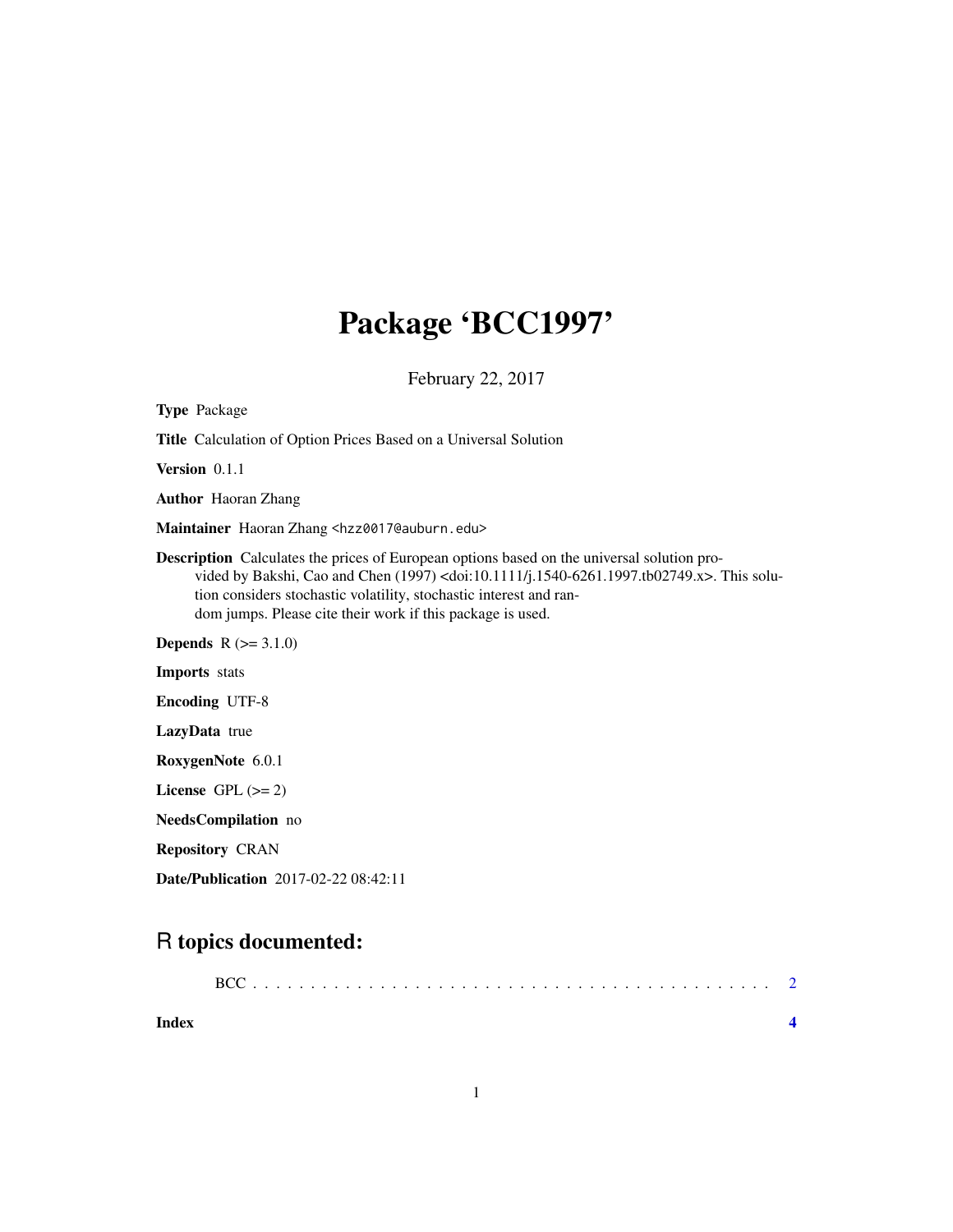# Package 'BCC1997'

February 22, 2017

**Type** Package

**Title** Calculation of Option Prices Based on a Universal Solution

**Version** 0.1.1

**Author** Haoran Zhang

**Maintainer** Haoran Zhang <hzz0017@auburn.edu>

**Description** Calculates the prices of European options based on the universal solution provided by Bakshi, Cao and Chen (1997) <doi:10.1111/j.1540-6261.1997.tb02749.x>. This solution considers stochastic volatility, stochastic interest and random jumps. Please cite their work if this package is used.

**Depends** R (>= 3.1.0)

**Imports** stats

**Encoding** UTF-8

**LazyData** true

**RoxygenNote** 6.0.1

**License** GPL (>= 2)

**NeedsCompilation** no

**Repository** CRAN

**Date/Publication** 2017-02-22 08:42:11

## R topics documented:

BCC . . . . . . . . . . . . . . . . . . . . . . . . . . . . . . . . . . . . . . . . . . . 2

**Index** **4**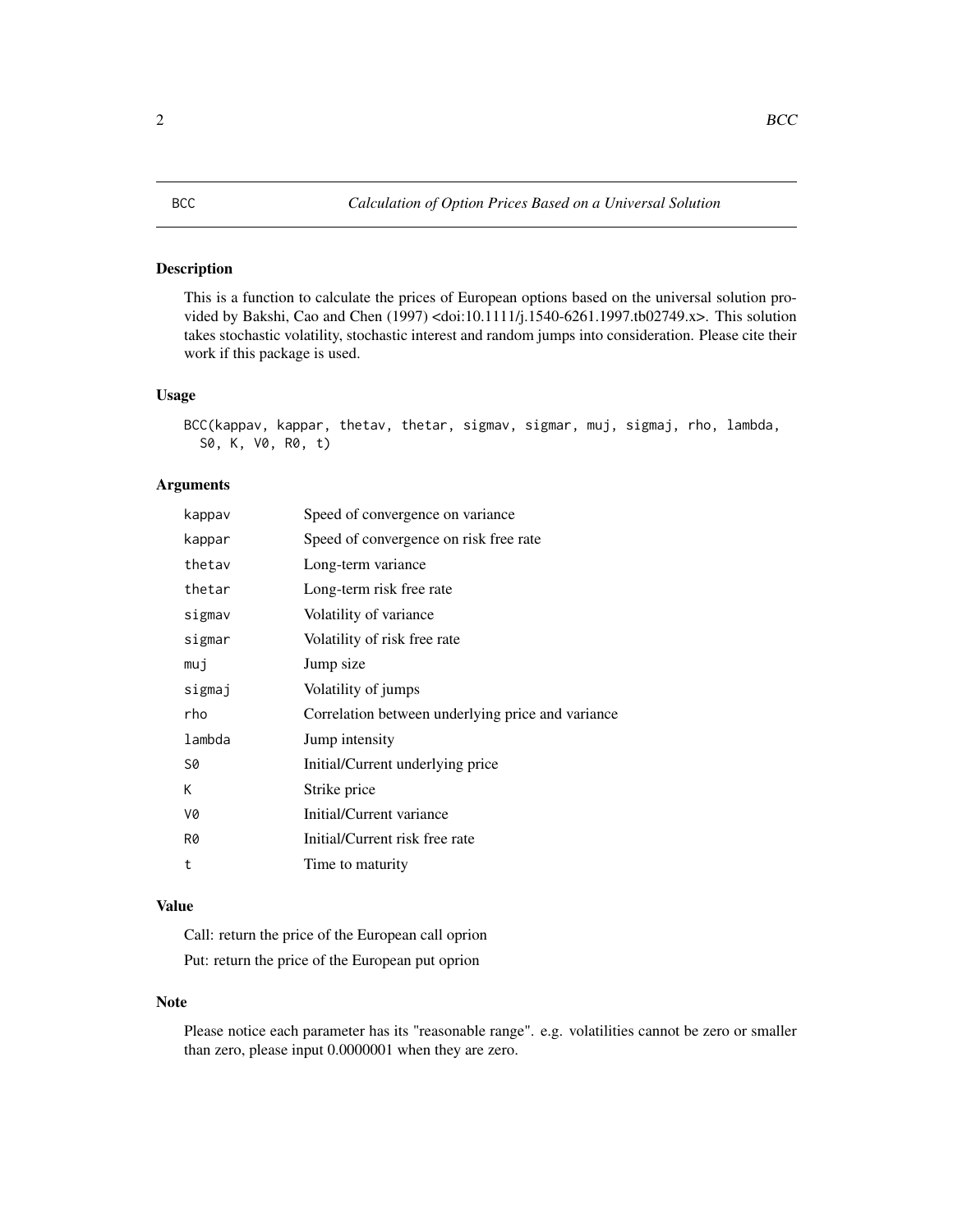BCC *Calculation of Option Prices Based on a Universal Solution*

## Description

This is a function to calculate the prices of European options based on the universal solution provided by Bakshi, Cao and Chen (1997) <doi:10.1111/j.1540-6261.1997.tb02749.x>. This solution takes stochastic volatility, stochastic interest and random jumps into consideration. Please cite their work if this package is used.

## Usage

```
BCC(kappav, kappar, thetav, thetar, sigmav, sigmar, muj, sigmaj, rho, lambda,
  S0, K, V0, R0, t)
```

## Arguments

| | |
|---|---|
| kappav | Speed of convergence on variance |
| kappar | Speed of convergence on risk free rate |
| thetav | Long-term variance |
| thetar | Long-term risk free rate |
| sigmav | Volatility of variance |
| sigmar | Volatility of risk free rate |
| muj | Jump size |
| sigmaj | Volatility of jumps |
| rho | Correlation between underlying price and variance |
| lambda | Jump intensity |
| S0 | Initial/Current underlying price |
| K | Strike price |
| V0 | Initial/Current variance |
| R0 | Initial/Current risk free rate |
| t | Time to maturity |

## Value

Call: return the price of the European call oprion

Put: return the price of the European put oprion

## Note

Please notice each parameter has its "reasonable range". e.g. volatilities cannot be zero or smaller than zero, please input 0.0000001 when they are zero.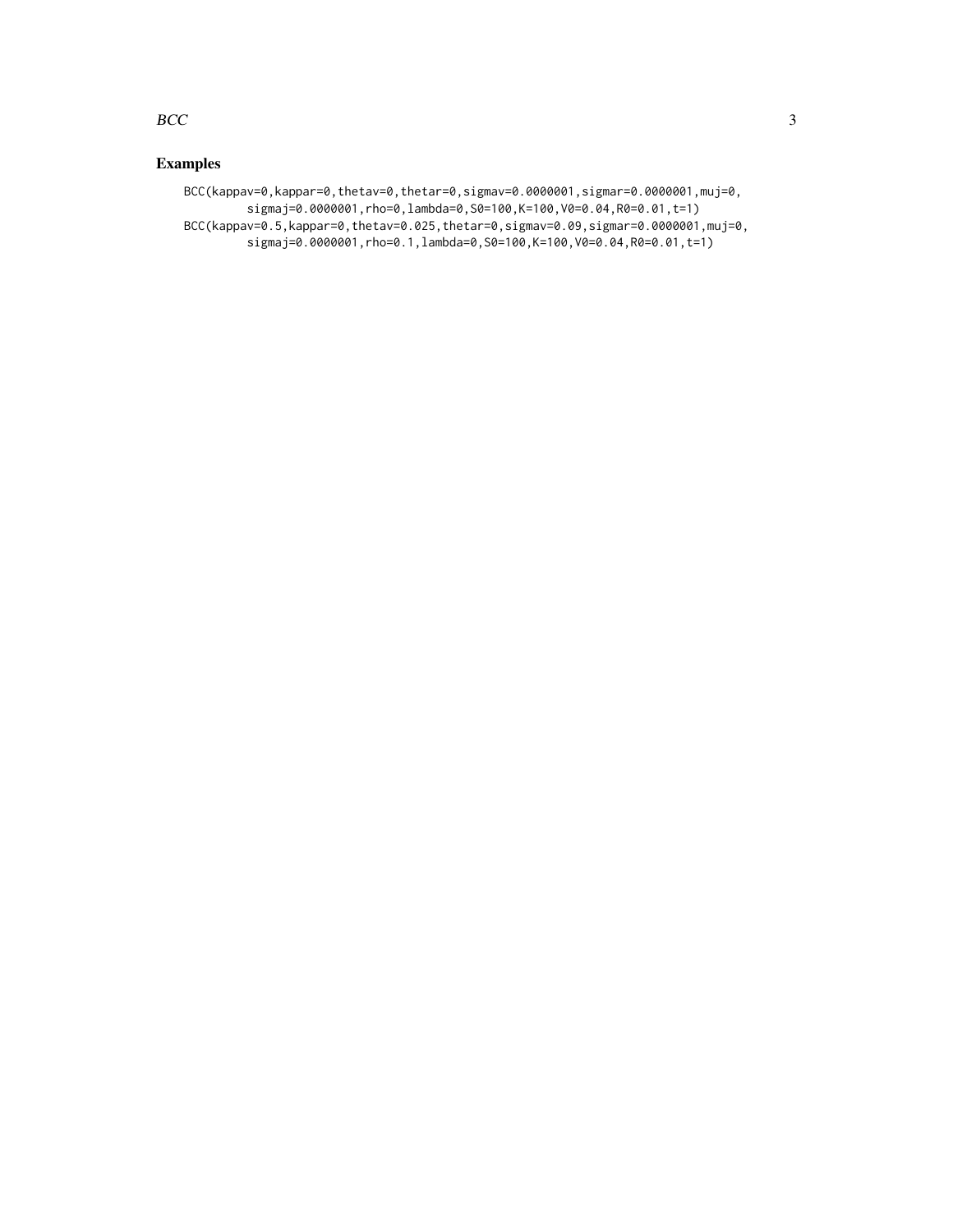## Examples

```
BCC(kappav=0,kappar=0,thetav=0,thetar=0,sigmav=0.0000001,sigmar=0.0000001,muj=0,
        sigmaj=0.0000001,rho=0,lambda=0,S0=100,K=100,V0=0.04,R0=0.01,t=1)
BCC(kappav=0.5,kappar=0,thetav=0.025,thetar=0,sigmav=0.09,sigmar=0.0000001,muj=0,
        sigmaj=0.0000001,rho=0.1,lambda=0,S0=100,K=100,V0=0.04,R0=0.01,t=1)
```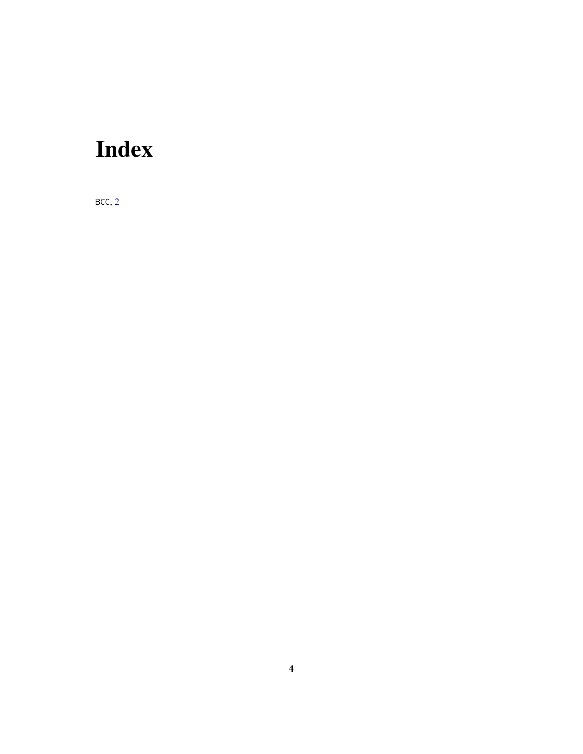# Index

BCC, 2